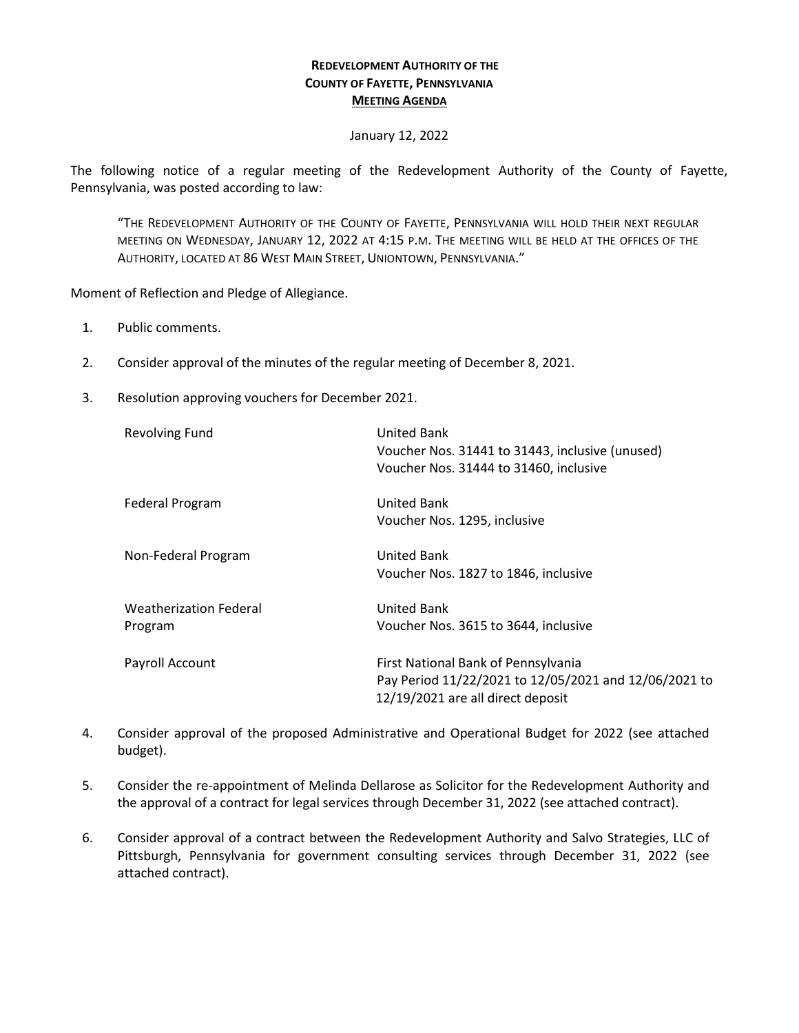**REDEVELOPMENT AUTHORITY OF THE**
**COUNTY OF FAYETTE, PENNSYLVANIA**
**MEETING AGENDA**

January 12, 2022

The following notice of a regular meeting of the Redevelopment Authority of the County of Fayette, Pennsylvania, was posted according to law:

> "THE REDEVELOPMENT AUTHORITY OF THE COUNTY OF FAYETTE, PENNSYLVANIA WILL HOLD THEIR NEXT REGULAR MEETING ON WEDNESDAY, JANUARY 12, 2022 AT 4:15 P.M. THE MEETING WILL BE HELD AT THE OFFICES OF THE AUTHORITY, LOCATED AT 86 WEST MAIN STREET, UNIONTOWN, PENNSYLVANIA."

Moment of Reflection and Pledge of Allegiance.

1. Public comments.

2. Consider approval of the minutes of the regular meeting of December 8, 2021.

3. Resolution approving vouchers for December 2021.

| | |
|---|---|
| Revolving Fund | United Bank<br>Voucher Nos. 31441 to 31443, inclusive (unused)<br>Voucher Nos. 31444 to 31460, inclusive |
| Federal Program | United Bank<br>Voucher Nos. 1295, inclusive |
| Non-Federal Program | United Bank<br>Voucher Nos. 1827 to 1846, inclusive |
| Weatherization Federal Program | United Bank<br>Voucher Nos. 3615 to 3644, inclusive |
| Payroll Account | First National Bank of Pennsylvania<br>Pay Period 11/22/2021 to 12/05/2021 and 12/06/2021 to 12/19/2021 are all direct deposit |

4. Consider approval of the proposed Administrative and Operational Budget for 2022 (see attached budget).

5. Consider the re-appointment of Melinda Dellarose as Solicitor for the Redevelopment Authority and the approval of a contract for legal services through December 31, 2022 (see attached contract).

6. Consider approval of a contract between the Redevelopment Authority and Salvo Strategies, LLC of Pittsburgh, Pennsylvania for government consulting services through December 31, 2022 (see attached contract).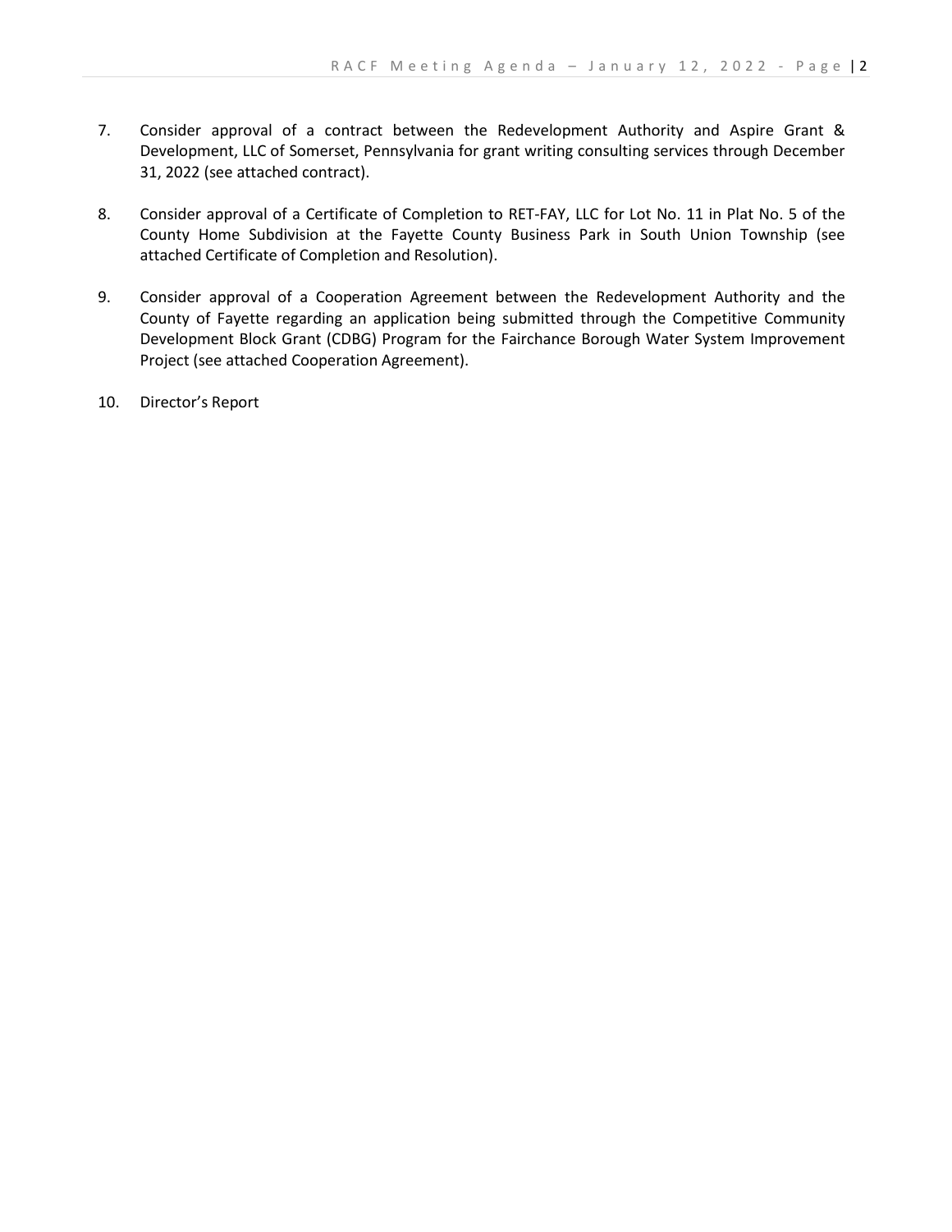7. Consider approval of a contract between the Redevelopment Authority and Aspire Grant & Development, LLC of Somerset, Pennsylvania for grant writing consulting services through December 31, 2022 (see attached contract).

8. Consider approval of a Certificate of Completion to RET-FAY, LLC for Lot No. 11 in Plat No. 5 of the County Home Subdivision at the Fayette County Business Park in South Union Township (see attached Certificate of Completion and Resolution).

9. Consider approval of a Cooperation Agreement between the Redevelopment Authority and the County of Fayette regarding an application being submitted through the Competitive Community Development Block Grant (CDBG) Program for the Fairchance Borough Water System Improvement Project (see attached Cooperation Agreement).

10. Director's Report